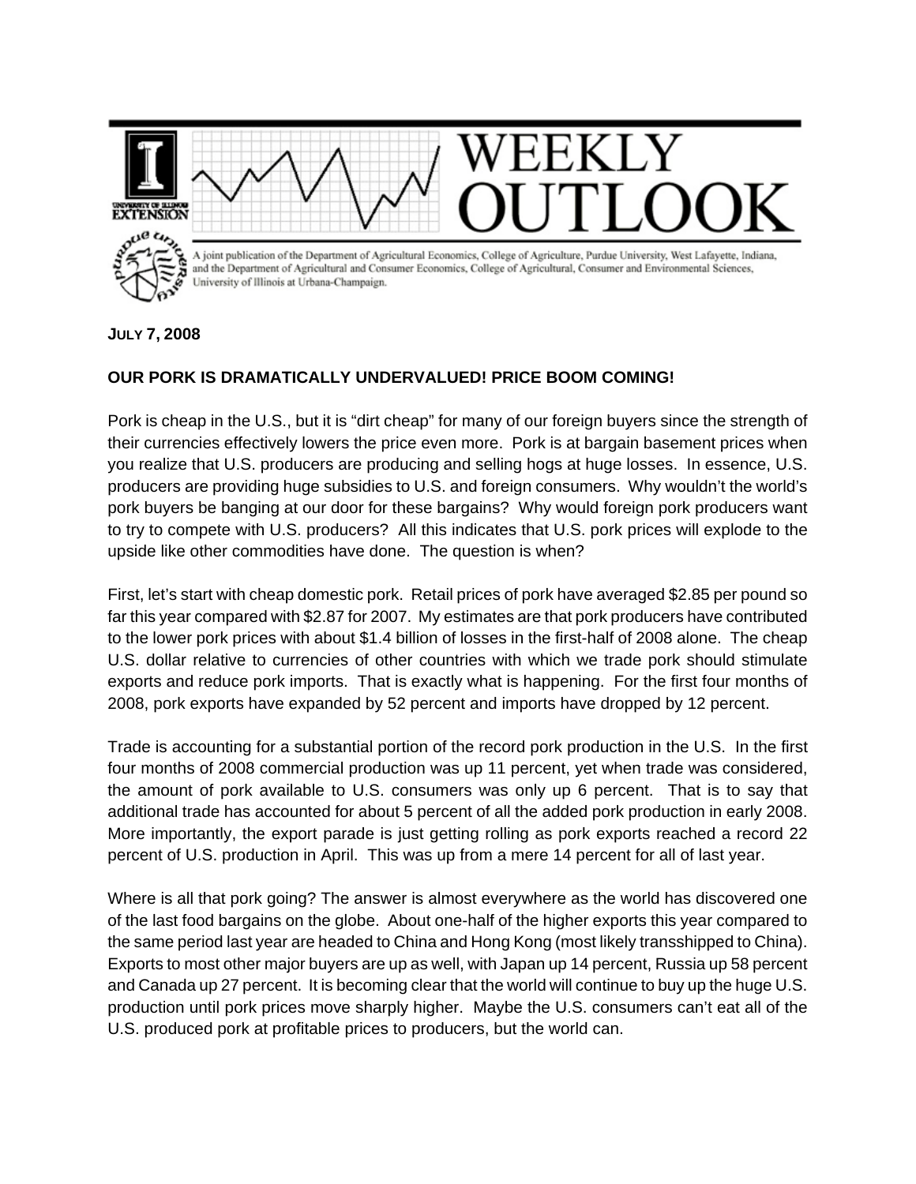# WEEKLY OUTLOOK

A joint publication of the Department of Agricultural Economics, College of Agriculture, Purdue University, West Lafayette, Indiana, and the Department of Agricultural and Consumer Economics, College of Agricultural, Consumer and Environmental Sciences, University of Illinois at Urbana-Champaign.

**JULY 7, 2008**

## OUR PORK IS DRAMATICALLY UNDERVALUED! PRICE BOOM COMING!

Pork is cheap in the U.S., but it is "dirt cheap" for many of our foreign buyers since the strength of their currencies effectively lowers the price even more. Pork is at bargain basement prices when you realize that U.S. producers are producing and selling hogs at huge losses. In essence, U.S. producers are providing huge subsidies to U.S. and foreign consumers. Why wouldn't the world's pork buyers be banging at our door for these bargains? Why would foreign pork producers want to try to compete with U.S. producers? All this indicates that U.S. pork prices will explode to the upside like other commodities have done. The question is when?

First, let's start with cheap domestic pork. Retail prices of pork have averaged $2.85 per pound so far this year compared with $2.87 for 2007. My estimates are that pork producers have contributed to the lower pork prices with about $1.4 billion of losses in the first-half of 2008 alone. The cheap U.S. dollar relative to currencies of other countries with which we trade pork should stimulate exports and reduce pork imports. That is exactly what is happening. For the first four months of 2008, pork exports have expanded by 52 percent and imports have dropped by 12 percent.

Trade is accounting for a substantial portion of the record pork production in the U.S. In the first four months of 2008 commercial production was up 11 percent, yet when trade was considered, the amount of pork available to U.S. consumers was only up 6 percent. That is to say that additional trade has accounted for about 5 percent of all the added pork production in early 2008. More importantly, the export parade is just getting rolling as pork exports reached a record 22 percent of U.S. production in April. This was up from a mere 14 percent for all of last year.

Where is all that pork going? The answer is almost everywhere as the world has discovered one of the last food bargains on the globe. About one-half of the higher exports this year compared to the same period last year are headed to China and Hong Kong (most likely transshipped to China). Exports to most other major buyers are up as well, with Japan up 14 percent, Russia up 58 percent and Canada up 27 percent. It is becoming clear that the world will continue to buy up the huge U.S. production until pork prices move sharply higher. Maybe the U.S. consumers can't eat all of the U.S. produced pork at profitable prices to producers, but the world can.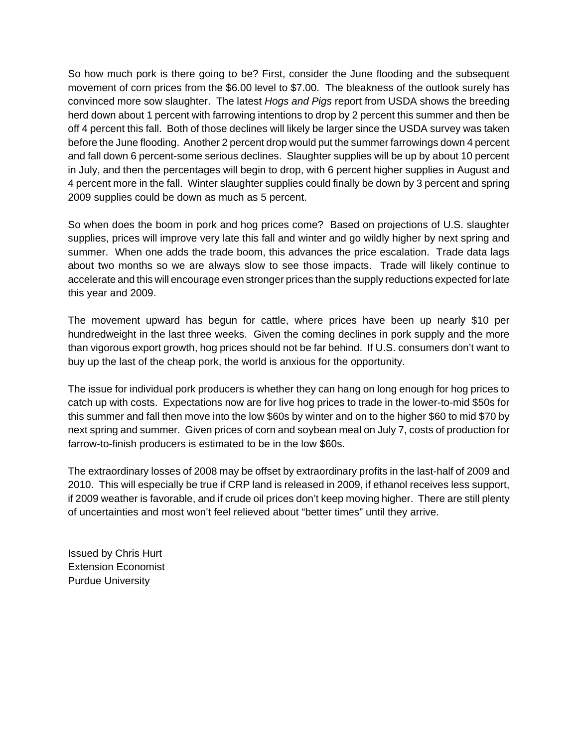So how much pork is there going to be? First, consider the June flooding and the subsequent movement of corn prices from the $6.00 level to $7.00. The bleakness of the outlook surely has convinced more sow slaughter. The latest *Hogs and Pigs* report from USDA shows the breeding herd down about 1 percent with farrowing intentions to drop by 2 percent this summer and then be off 4 percent this fall. Both of those declines will likely be larger since the USDA survey was taken before the June flooding. Another 2 percent drop would put the summer farrowings down 4 percent and fall down 6 percent-some serious declines. Slaughter supplies will be up by about 10 percent in July, and then the percentages will begin to drop, with 6 percent higher supplies in August and 4 percent more in the fall. Winter slaughter supplies could finally be down by 3 percent and spring 2009 supplies could be down as much as 5 percent.

So when does the boom in pork and hog prices come? Based on projections of U.S. slaughter supplies, prices will improve very late this fall and winter and go wildly higher by next spring and summer. When one adds the trade boom, this advances the price escalation. Trade data lags about two months so we are always slow to see those impacts. Trade will likely continue to accelerate and this will encourage even stronger prices than the supply reductions expected for late this year and 2009.

The movement upward has begun for cattle, where prices have been up nearly $10 per hundredweight in the last three weeks. Given the coming declines in pork supply and the more than vigorous export growth, hog prices should not be far behind. If U.S. consumers don't want to buy up the last of the cheap pork, the world is anxious for the opportunity.

The issue for individual pork producers is whether they can hang on long enough for hog prices to catch up with costs. Expectations now are for live hog prices to trade in the lower-to-mid $50s for this summer and fall then move into the low $60s by winter and on to the higher $60 to mid $70 by next spring and summer. Given prices of corn and soybean meal on July 7, costs of production for farrow-to-finish producers is estimated to be in the low $60s.

The extraordinary losses of 2008 may be offset by extraordinary profits in the last-half of 2009 and 2010. This will especially be true if CRP land is released in 2009, if ethanol receives less support, if 2009 weather is favorable, and if crude oil prices don't keep moving higher. There are still plenty of uncertainties and most won't feel relieved about "better times" until they arrive.

Issued by Chris Hurt
Extension Economist
Purdue University